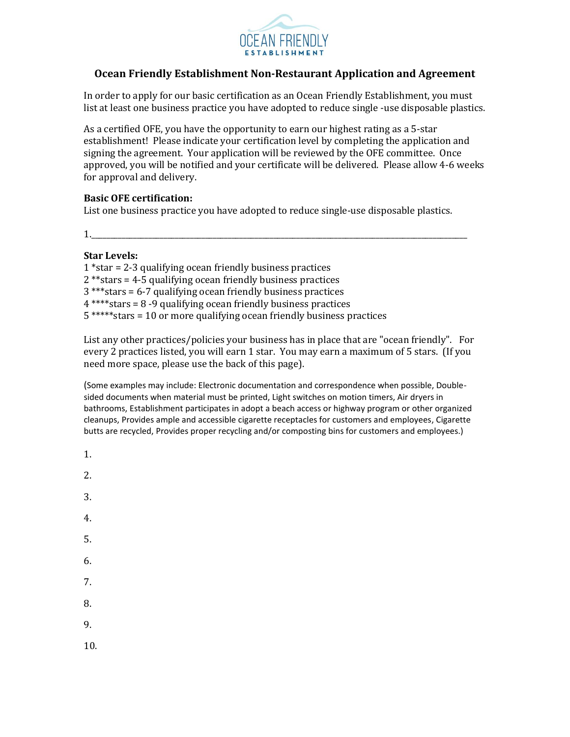OCEAN FRIENDLY ESTABLISHMENT

# Ocean Friendly Establishment Non-Restaurant Application and Agreement

In order to apply for our basic certification as an Ocean Friendly Establishment, you must list at least one business practice you have adopted to reduce single -use disposable plastics.

As a certified OFE, you have the opportunity to earn our highest rating as a 5-star establishment! Please indicate your certification level by completing the application and signing the agreement. Your application will be reviewed by the OFE committee. Once approved, you will be notified and your certificate will be delivered. Please allow 4-6 weeks for approval and delivery.

**Basic OFE certification:**
List one business practice you have adopted to reduce single-use disposable plastics.

1.______________________________________________________________________________

**Star Levels:**
1 *star = 2-3 qualifying ocean friendly business practices
2 **stars = 4-5 qualifying ocean friendly business practices
3 ***stars = 6-7 qualifying ocean friendly business practices
4 ****stars = 8 -9 qualifying ocean friendly business practices
5 *****stars = 10 or more qualifying ocean friendly business practices

List any other practices/policies your business has in place that are "ocean friendly". For every 2 practices listed, you will earn 1 star. You may earn a maximum of 5 stars. (If you need more space, please use the back of this page).

(Some examples may include: Electronic documentation and correspondence when possible, Double-sided documents when material must be printed, Light switches on motion timers, Air dryers in bathrooms, Establishment participates in adopt a beach access or highway program or other organized cleanups, Provides ample and accessible cigarette receptacles for customers and employees, Cigarette butts are recycled, Provides proper recycling and/or composting bins for customers and employees.)

1.

2.

3.

4.

5.

6.

7.

8.

9.

10.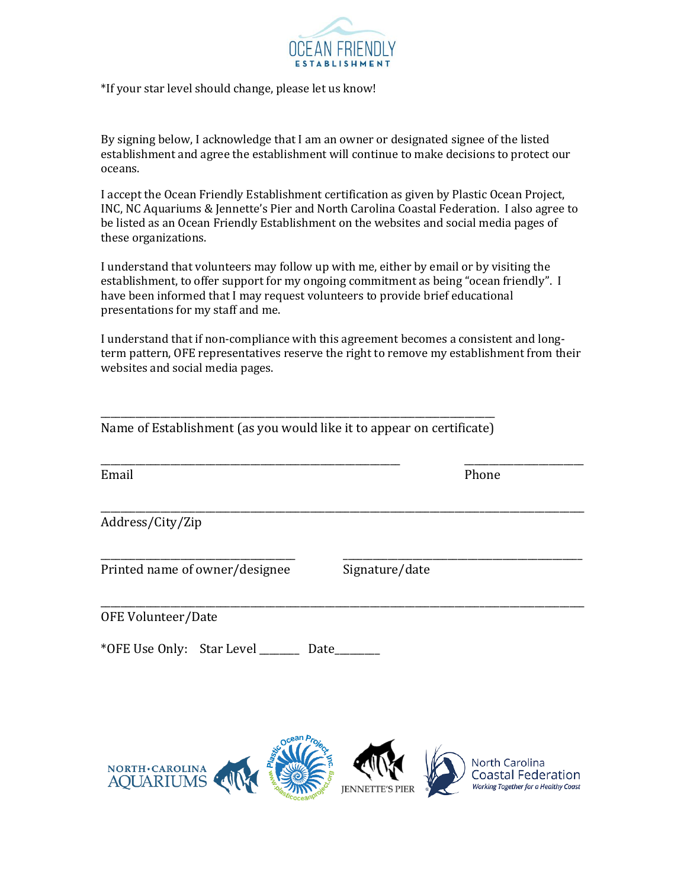*If your star level should change, please let us know!

By signing below, I acknowledge that I am an owner or designated signee of the listed establishment and agree the establishment will continue to make decisions to protect our oceans.

I accept the Ocean Friendly Establishment certification as given by Plastic Ocean Project, INC, NC Aquariums & Jennette's Pier and North Carolina Coastal Federation. I also agree to be listed as an Ocean Friendly Establishment on the websites and social media pages of these organizations.

I understand that volunteers may follow up with me, either by email or by visiting the establishment, to offer support for my ongoing commitment as being "ocean friendly". I have been informed that I may request volunteers to provide brief educational presentations for my staff and me.

I understand that if non-compliance with this agreement becomes a consistent and long-term pattern, OFE representatives reserve the right to remove my establishment from their websites and social media pages.

___________________________________________________________________________

Name of Establishment (as you would like it to appear on certificate)

_________________________________________________________ ______________________

Email Phone

_____________________________________________________________________________________________

Address/City/Zip

_____________________________________ _____________________________________________

Printed name of owner/designee Signature/date

_____________________________________________________________________________________________

OFE Volunteer/Date

*OFE Use Only: Star Level _______ Date________